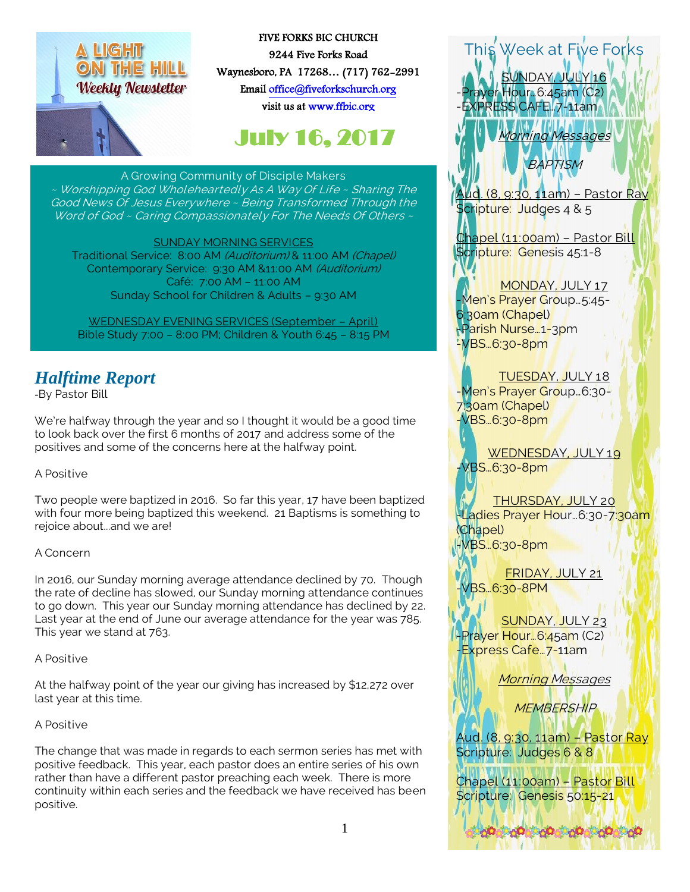A LIGHT ON THE HILL
Weekly Newsletter

FIVE FORKS BIC CHURCH
9244 Five Forks Road
Waynesboro, PA 17268… (717) 762-2991
Email office@fiveforkschurch.org
visit us at www.ffbic.org

# July 16, 2017

A Growing Community of Disciple Makers
*~ Worshipping God Wholeheartedly As A Way Of Life ~ Sharing The Good News Of Jesus Everywhere ~ Being Transformed Through the Word of God ~ Caring Compassionately For The Needs Of Others ~*

SUNDAY MORNING SERVICES
Traditional Service: 8:00 AM *(Auditorium)* & 11:00 AM *(Chapel)*
Contemporary Service: 9:30 AM &11:00 AM *(Auditorium)*
Café: 7:00 AM – 11:00 AM
Sunday School for Children & Adults – 9:30 AM

WEDNESDAY EVENING SERVICES (September – April)
Bible Study 7:00 – 8:00 PM; Children & Youth 6:45 – 8:15 PM

## *Halftime Report*

-By Pastor Bill

We're halfway through the year and so I thought it would be a good time to look back over the first 6 months of 2017 and address some of the positives and some of the concerns here at the halfway point.

A Positive

Two people were baptized in 2016. So far this year, 17 have been baptized with four more being baptized this weekend. 21 Baptisms is something to rejoice about…and we are!

A Concern

In 2016, our Sunday morning average attendance declined by 70. Though the rate of decline has slowed, our Sunday morning attendance continues to go down. This year our Sunday morning attendance has declined by 22. Last year at the end of June our average attendance for the year was 785. This year we stand at 763.

A Positive

At the halfway point of the year our giving has increased by $12,272 over last year at this time.

A Positive

The change that was made in regards to each sermon series has met with positive feedback. This year, each pastor does an entire series of his own rather than have a different pastor preaching each week. There is more continuity within each series and the feedback we have received has been positive.

## This Week at Five Forks

SUNDAY, JULY 16
-Prayer Hour…6:45am (C2)
-EXPRESS CAFE…7-11am

*Morning Messages*

*BAPTISM*

Aud. (8, 9:30, 11am) – Pastor Ray
Scripture: Judges 4 & 5

Chapel (11:00am) – Pastor Bill
Scripture: Genesis 45:1-8

MONDAY, JULY 17
-Men's Prayer Group…5:45-6:30am (Chapel)
-Parish Nurse…1-3pm
-VBS…6:30-8pm

TUESDAY, JULY 18
-Men's Prayer Group…6:30-7:30am (Chapel)
-VBS…6:30-8pm

WEDNESDAY, JULY 19
-VBS…6:30-8pm

THURSDAY, JULY 20
-Ladies Prayer Hour…6:30-7:30am (Chapel)
-VBS…6:30-8pm

FRIDAY, JULY 21
-VBS…6:30-8PM

SUNDAY, JULY 23
-Prayer Hour…6:45am (C2)
-Express Cafe…7-11am

*Morning Messages*

*MEMBERSHIP*

Aud. (8, 9:30, 11am) – Pastor Ray
Scripture: Judges 6 & 8

Chapel (11:00am) – Pastor Bill
Scripture: Genesis 50:15-21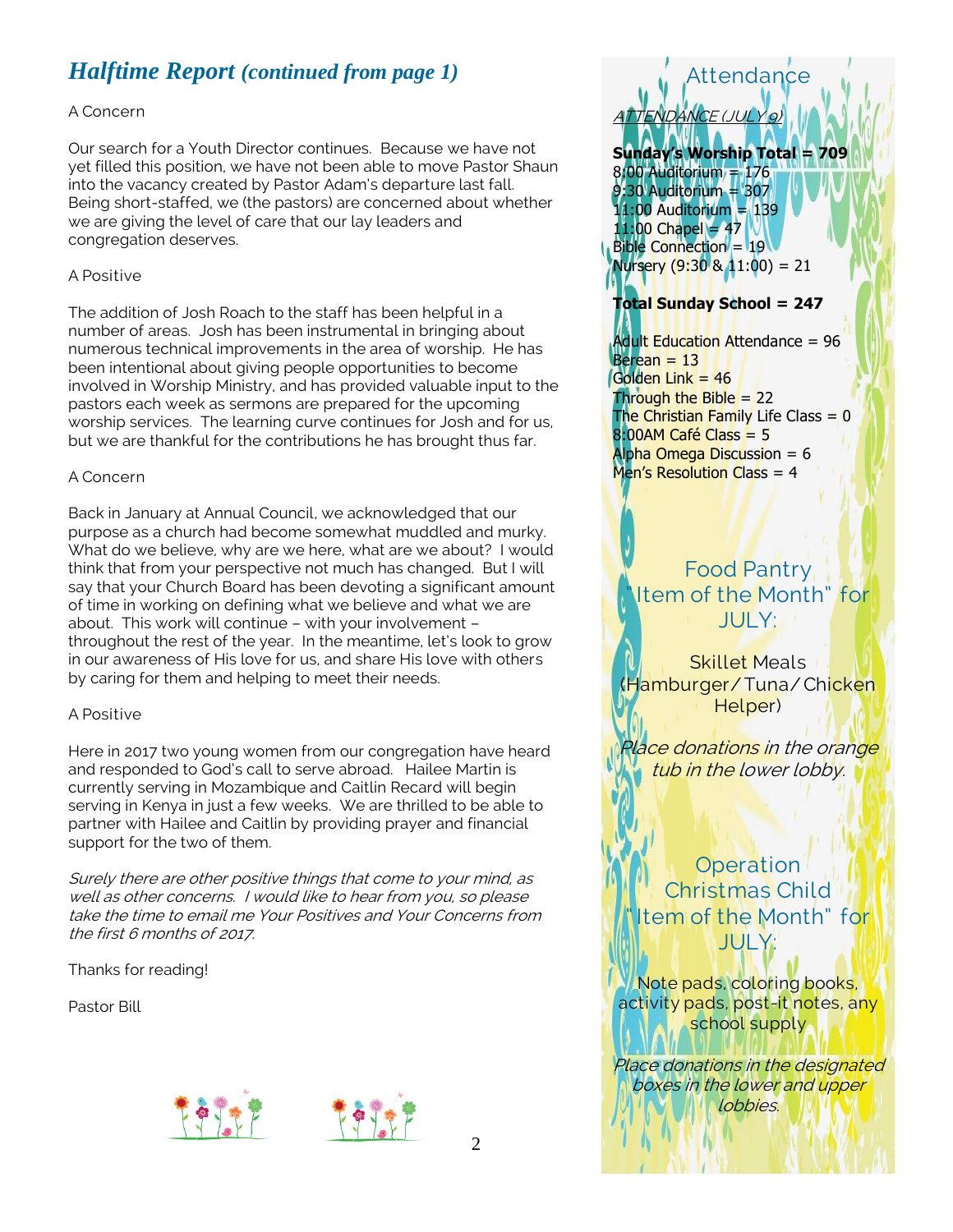## *Halftime Report (continued from page 1)*

A Concern

Our search for a Youth Director continues. Because we have not yet filled this position, we have not been able to move Pastor Shaun into the vacancy created by Pastor Adam's departure last fall. Being short-staffed, we (the pastors) are concerned about whether we are giving the level of care that our lay leaders and congregation deserves.

A Positive

The addition of Josh Roach to the staff has been helpful in a number of areas. Josh has been instrumental in bringing about numerous technical improvements in the area of worship. He has been intentional about giving people opportunities to become involved in Worship Ministry, and has provided valuable input to the pastors each week as sermons are prepared for the upcoming worship services. The learning curve continues for Josh and for us, but we are thankful for the contributions he has brought thus far.

A Concern

Back in January at Annual Council, we acknowledged that our purpose as a church had become somewhat muddled and murky. What do we believe, why are we here, what are we about? I would think that from your perspective not much has changed. But I will say that your Church Board has been devoting a significant amount of time in working on defining what we believe and what we are about. This work will continue – with your involvement – throughout the rest of the year. In the meantime, let's look to grow in our awareness of His love for us, and share His love with others by caring for them and helping to meet their needs.

A Positive

Here in 2017 two young women from our congregation have heard and responded to God's call to serve abroad. Hailee Martin is currently serving in Mozambique and Caitlin Recard will begin serving in Kenya in just a few weeks. We are thrilled to be able to partner with Hailee and Caitlin by providing prayer and financial support for the two of them.

*Surely there are other positive things that come to your mind, as well as other concerns. I would like to hear from you, so please take the time to email me Your Positives and Your Concerns from the first 6 months of 2017.*

Thanks for reading!

Pastor Bill

## Attendance

*ATTENDANCE (JULY 9)*

**Sunday's Worship Total = 709**
8:00 Auditorium = 176
9:30 Auditorium = 307
11:00 Auditorium = 139
11:00 Chapel = 47
Bible Connection = 19
Nursery (9:30 & 11:00) = 21

**Total Sunday School = 247**

Adult Education Attendance = 96
Berean = 13
Golden Link = 46
Through the Bible = 22
The Christian Family Life Class = 0
8:00AM Café Class = 5
Alpha Omega Discussion = 6
Men's Resolution Class = 4

## Food Pantry "Item of the Month" for JULY:

Skillet Meals (Hamburger/Tuna/Chicken Helper)

*Place donations in the orange tub in the lower lobby.*

## Operation Christmas Child "Item of the Month" for JULY:

Note pads, coloring books, activity pads, post-it notes, any school supply

*Place donations in the designated boxes in the lower and upper lobbies.*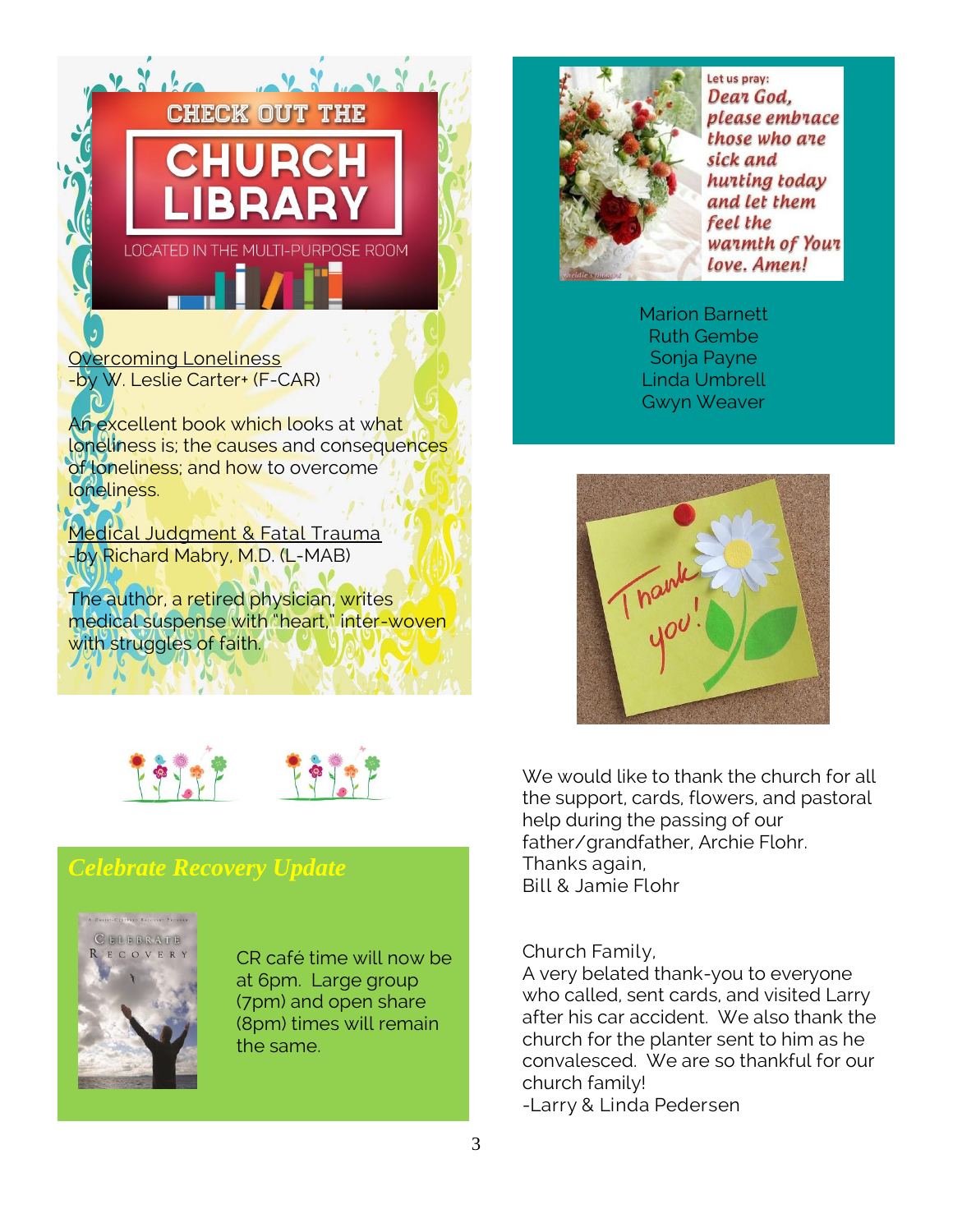## CHECK OUT THE CHURCH LIBRARY

LOCATED IN THE MULTI-PURPOSE ROOM

Overcoming Loneliness
-by W. Leslie Carter+ (F-CAR)

An excellent book which looks at what loneliness is; the causes and consequences of loneliness; and how to overcome loneliness.

Medical Judgment & Fatal Trauma
-by Richard Mabry, M.D. (L-MAB)

The author, a retired physician, writes medical suspense with "heart," inter-woven with struggles of faith.

## *Celebrate Recovery Update*

CR café time will now be at 6pm. Large group (7pm) and open share (8pm) times will remain the same.

Let us pray:
*Dear God, please embrace those who are sick and hurting today and let them feel the warmth of Your love. Amen!*

Marion Barnett
Ruth Gembe
Sonja Payne
Linda Umbrell
Gwyn Weaver

We would like to thank the church for all the support, cards, flowers, and pastoral help during the passing of our father/grandfather, Archie Flohr.
Thanks again,
Bill & Jamie Flohr

Church Family,
A very belated thank-you to everyone who called, sent cards, and visited Larry after his car accident. We also thank the church for the planter sent to him as he convalesced. We are so thankful for our church family!
-Larry & Linda Pedersen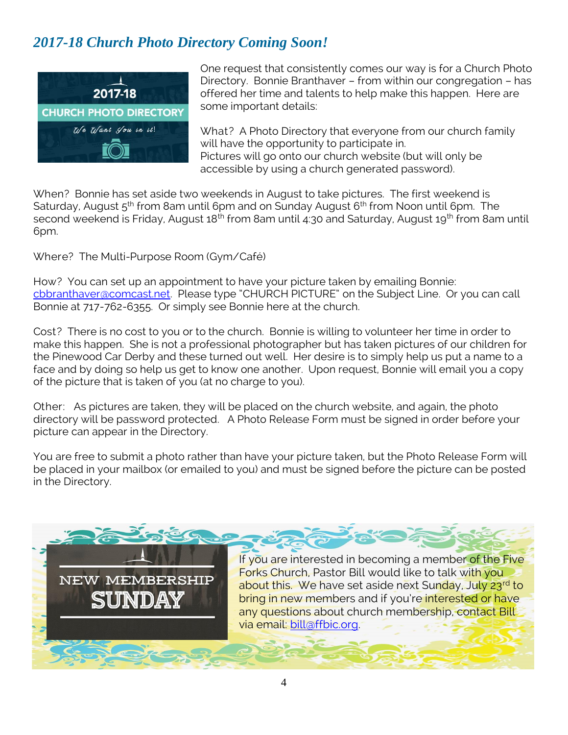## *2017-18 Church Photo Directory Coming Soon!*

2017-18

CHURCH PHOTO DIRECTORY

We Want You in it!

One request that consistently comes our way is for a Church Photo Directory. Bonnie Branthaver – from within our congregation – has offered her time and talents to help make this happen. Here are some important details:

What? A Photo Directory that everyone from our church family will have the opportunity to participate in.
Pictures will go onto our church website (but will only be accessible by using a church generated password).

When? Bonnie has set aside two weekends in August to take pictures. The first weekend is Saturday, August 5th from 8am until 6pm and on Sunday August 6th from Noon until 6pm. The second weekend is Friday, August 18th from 8am until 4:30 and Saturday, August 19th from 8am until 6pm.

Where? The Multi-Purpose Room (Gym/Café)

How? You can set up an appointment to have your picture taken by emailing Bonnie: cbbranthaver@comcast.net. Please type "CHURCH PICTURE" on the Subject Line. Or you can call Bonnie at 717-762-6355. Or simply see Bonnie here at the church.

Cost? There is no cost to you or to the church. Bonnie is willing to volunteer her time in order to make this happen. She is not a professional photographer but has taken pictures of our children for the Pinewood Car Derby and these turned out well. Her desire is to simply help us put a name to a face and by doing so help us get to know one another. Upon request, Bonnie will email you a copy of the picture that is taken of you (at no charge to you).

Other: As pictures are taken, they will be placed on the church website, and again, the photo directory will be password protected. A Photo Release Form must be signed in order before your picture can appear in the Directory.

You are free to submit a photo rather than have your picture taken, but the Photo Release Form will be placed in your mailbox (or emailed to you) and must be signed before the picture can be posted in the Directory.

NEW MEMBERSHIP

SUNDAY

If you are interested in becoming a member of the Five Forks Church, Pastor Bill would like to talk with you about this. We have set aside next Sunday, July 23rd to bring in new members and if you're interested or have any questions about church membership, contact Bill via email: bill@ffbic.org.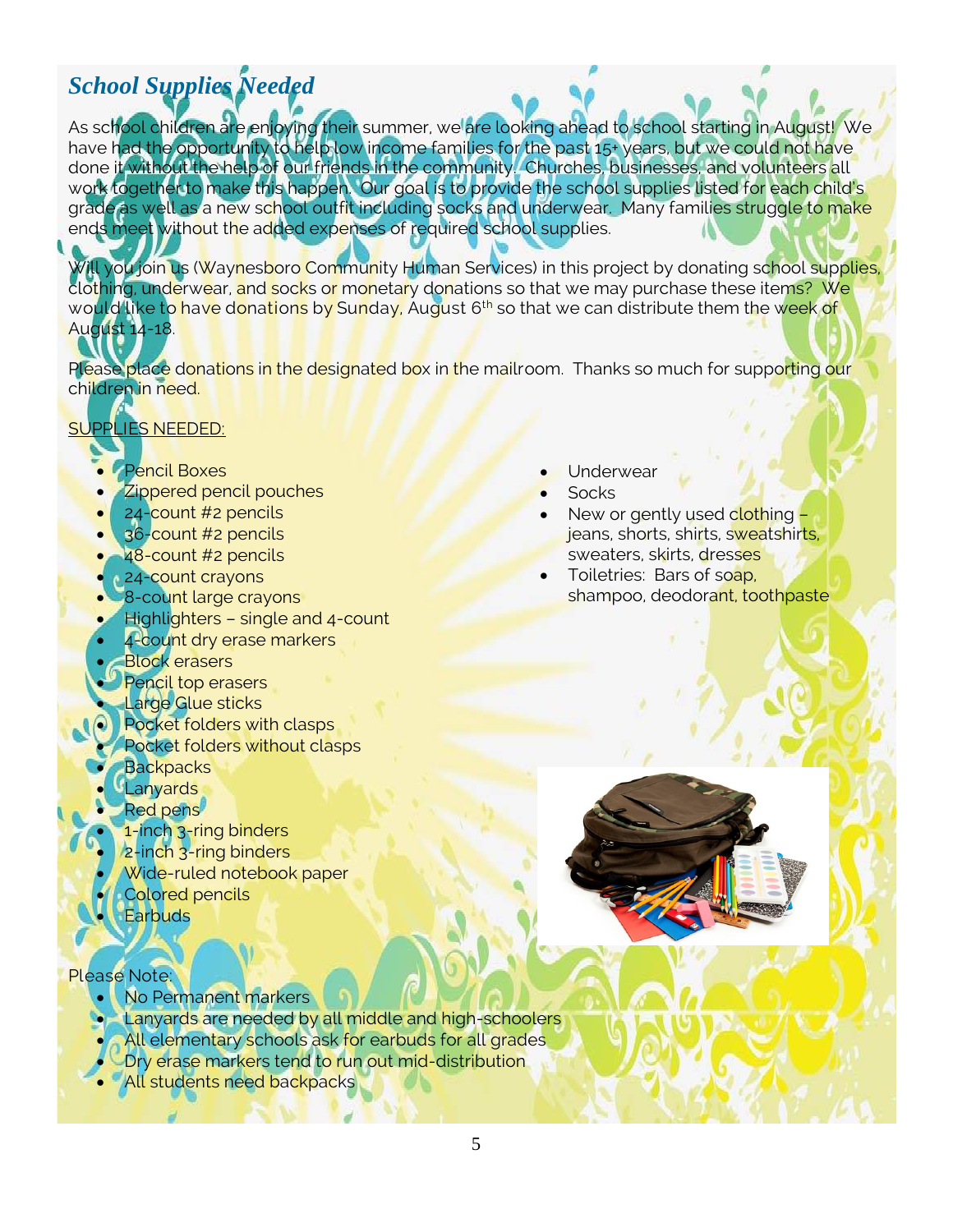## *School Supplies Needed*

As school children are enjoying their summer, we are looking ahead to school starting in August! We have had the opportunity to help low income families for the past 15+ years, but we could not have done it without the help of our friends in the community. Churches, businesses, and volunteers all work together to make this happen. Our goal is to provide the school supplies listed for each child's grade as well as a new school outfit including socks and underwear. Many families struggle to make ends meet without the added expenses of required school supplies.

Will you join us (Waynesboro Community Human Services) in this project by donating school supplies, clothing, underwear, and socks or monetary donations so that we may purchase these items? We would like to have donations by Sunday, August 6th so that we can distribute them the week of August 14-18.

Please place donations in the designated box in the mailroom. Thanks so much for supporting our children in need.

SUPPLIES NEEDED:

- Pencil Boxes
- Zippered pencil pouches
- 24-count #2 pencils
- 36-count #2 pencils
- 48-count #2 pencils
- 24-count crayons
- 8-count large crayons
- Highlighters – single and 4-count
- 4-count dry erase markers
- Block erasers
- Pencil top erasers
- Large Glue sticks
- Pocket folders with clasps
- Pocket folders without clasps
- Backpacks
- Lanyards
- Red pens
- 1-inch 3-ring binders
- 2-inch 3-ring binders
- Wide-ruled notebook paper
- Colored pencils
- Earbuds
- Underwear
- Socks
- New or gently used clothing – jeans, shorts, shirts, sweatshirts, sweaters, skirts, dresses
- Toiletries: Bars of soap, shampoo, deodorant, toothpaste

Please Note:

- No Permanent markers
- Lanyards are needed by all middle and high-schoolers
- All elementary schools ask for earbuds for all grades
- Dry erase markers tend to run out mid-distribution
- All students need backpacks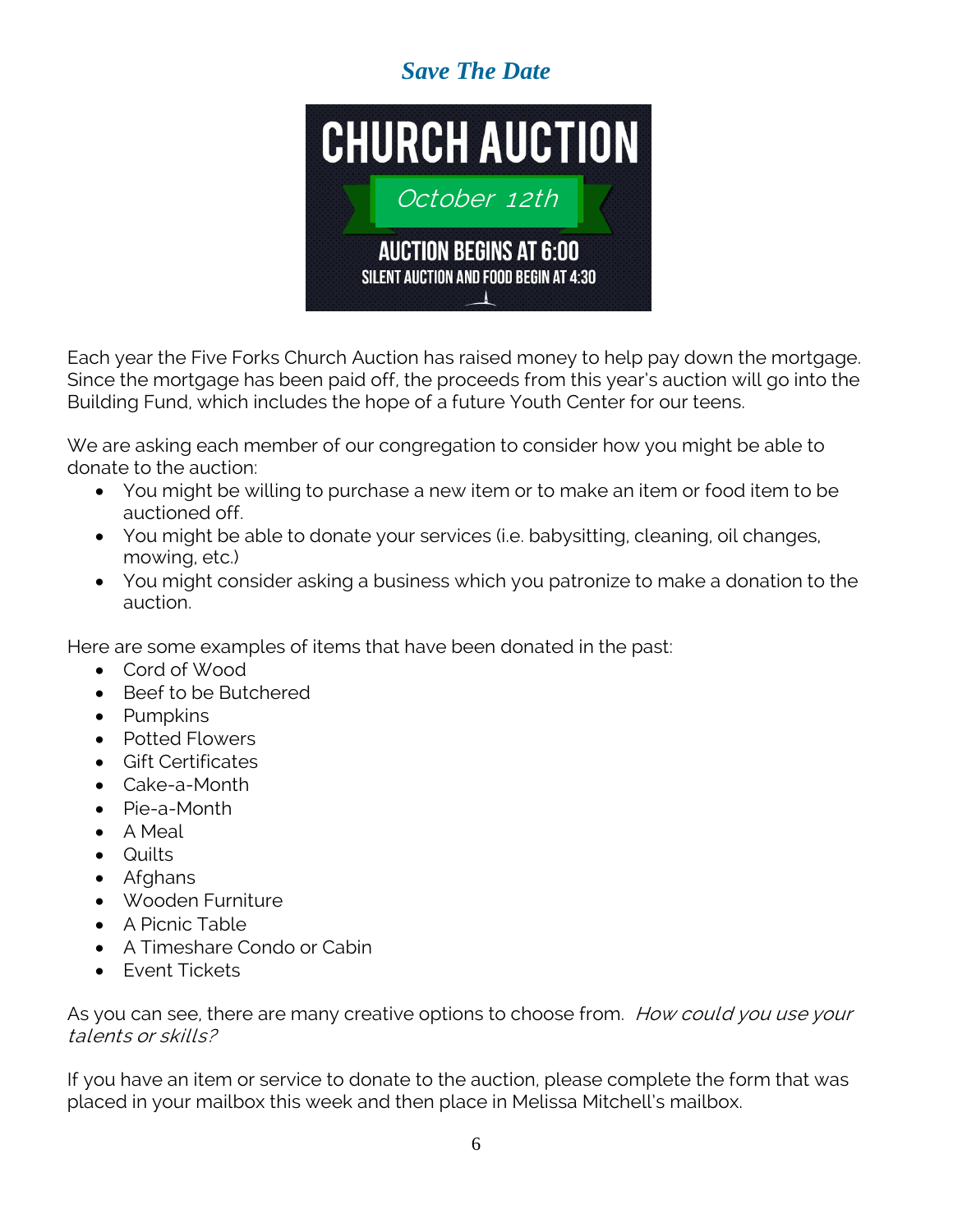## *Save The Date*

CHURCH AUCTION

October 12th

AUCTION BEGINS AT 6:00

SILENT AUCTION AND FOOD BEGIN AT 4:30

Each year the Five Forks Church Auction has raised money to help pay down the mortgage. Since the mortgage has been paid off, the proceeds from this year's auction will go into the Building Fund, which includes the hope of a future Youth Center for our teens.

We are asking each member of our congregation to consider how you might be able to donate to the auction:

- You might be willing to purchase a new item or to make an item or food item to be auctioned off.
- You might be able to donate your services (i.e. babysitting, cleaning, oil changes, mowing, etc.)
- You might consider asking a business which you patronize to make a donation to the auction.

Here are some examples of items that have been donated in the past:

- Cord of Wood
- Beef to be Butchered
- Pumpkins
- Potted Flowers
- Gift Certificates
- Cake-a-Month
- Pie-a-Month
- A Meal
- Quilts
- Afghans
- Wooden Furniture
- A Picnic Table
- A Timeshare Condo or Cabin
- Event Tickets

As you can see, there are many creative options to choose from. *How could you use your talents or skills?*

If you have an item or service to donate to the auction, please complete the form that was placed in your mailbox this week and then place in Melissa Mitchell's mailbox.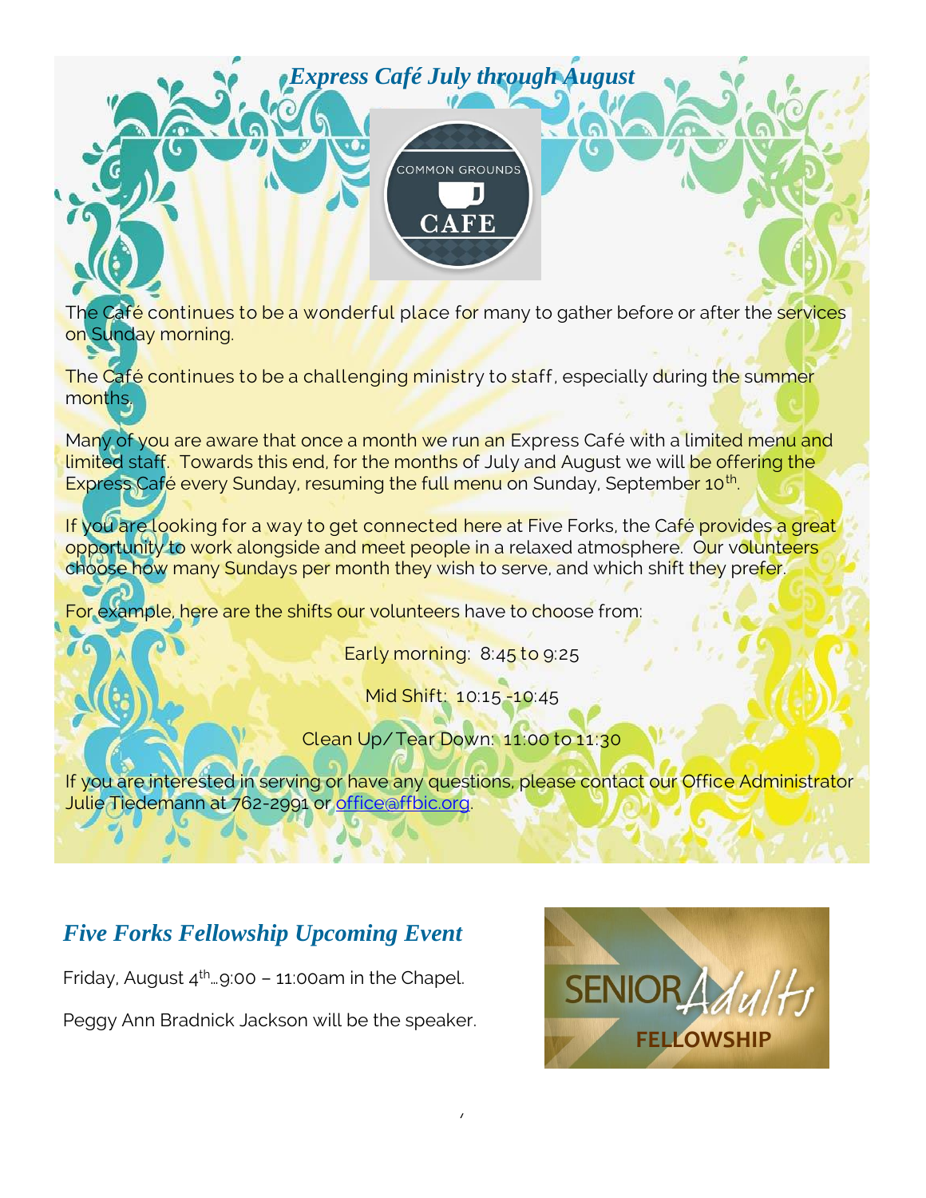## *Express Café July through August*

COMMON GROUNDS CAFE

The Café continues to be a wonderful place for many to gather before or after the services on Sunday morning.

The Café continues to be a challenging ministry to staff, especially during the summer months.

Many of you are aware that once a month we run an Express Café with a limited menu and limited staff. Towards this end, for the months of July and August we will be offering the Express Café every Sunday, resuming the full menu on Sunday, September 10th.

If you are looking for a way to get connected here at Five Forks, the Café provides a great opportunity to work alongside and meet people in a relaxed atmosphere. Our volunteers choose how many Sundays per month they wish to serve, and which shift they prefer.

For example, here are the shifts our volunteers have to choose from:

Early morning: 8:45 to 9:25

Mid Shift: 10:15 -10:45

Clean Up/Tear Down: 11:00 to 11:30

If you are interested in serving or have any questions, please contact our Office Administrator Julie Tiedemann at 762-2991 or office@ffbic.org.

## *Five Forks Fellowship Upcoming Event*

Friday, August 4th…9:00 – 11:00am in the Chapel.

Peggy Ann Bradnick Jackson will be the speaker.

SENIOR Adults FELLOWSHIP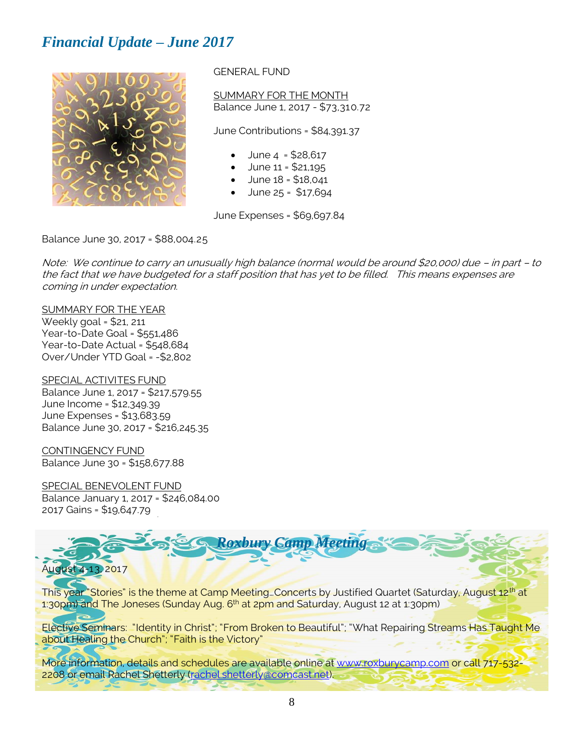## *Financial Update – June 2017*

GENERAL FUND

SUMMARY FOR THE MONTH
Balance June 1, 2017 - $73,310.72

June Contributions = $84,391.37

- June 4 = $28,617
- June 11 = $21,195
- June 18 = $18,041
- June 25 = $17,694

June Expenses = $69,697.84

Balance June 30, 2017 = $88,004.25

*Note: We continue to carry an unusually high balance (normal would be around $20,000) due – in part – to the fact that we have budgeted for a staff position that has yet to be filled. This means expenses are coming in under expectation.*

SUMMARY FOR THE YEAR
Weekly goal = $21, 211
Year-to-Date Goal = $551,486
Year-to-Date Actual = $548,684
Over/Under YTD Goal = -$2,802

SPECIAL ACTIVITES FUND
Balance June 1, 2017 = $217,579.55
June Income = $12,349.39
June Expenses = $13,683.59
Balance June 30, 2017 = $216,245.35

CONTINGENCY FUND
Balance June 30 = $158,677.88

SPECIAL BENEVOLENT FUND
Balance January 1, 2017 = $246,084.00
2017 Gains = $19,647.79

## *Roxbury Camp Meeting*

August 4-13, 2017

This year "Stories" is the theme at Camp Meeting…Concerts by Justified Quartet (Saturday, August 12th at 1:30pm) and The Joneses (Sunday Aug. 6th at 2pm and Saturday, August 12 at 1:30pm)

Elective Seminars: "Identity in Christ"; "From Broken to Beautiful"; "What Repairing Streams Has Taught Me about Healing the Church"; "Faith is the Victory"

More information, details and schedules are available online at www.roxburycamp.com or call 717-532-2208 or email Rachel Shetterly (rachel.shetterly@comcast.net).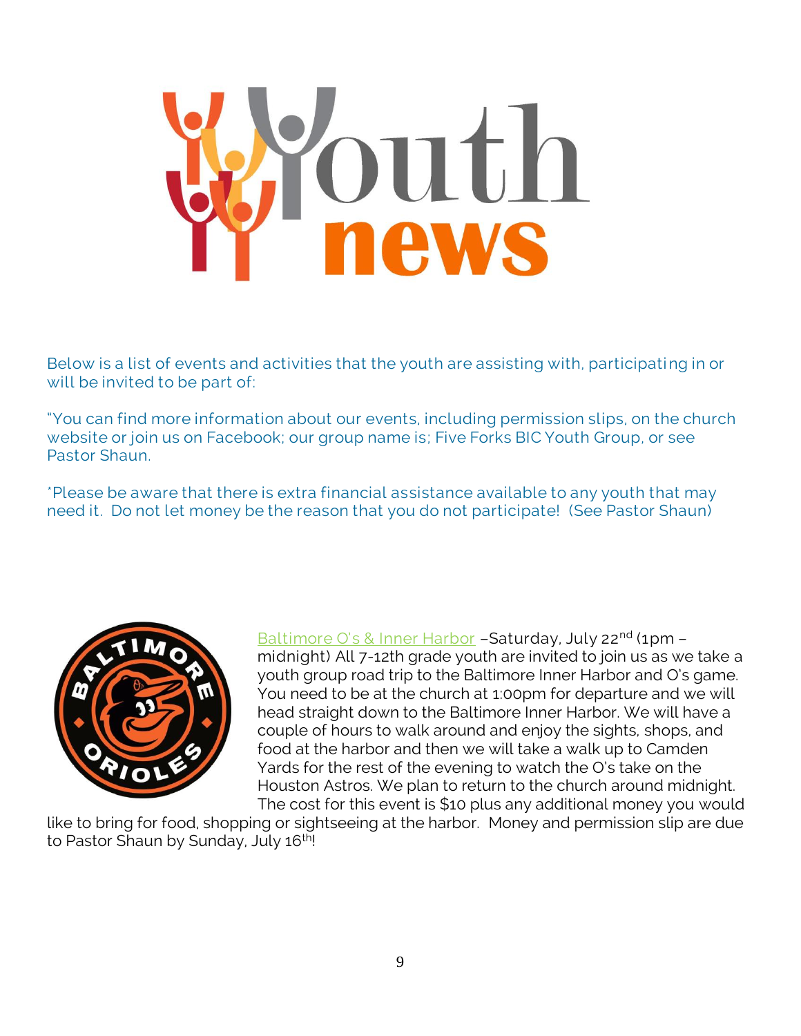# Youth news

Below is a list of events and activities that the youth are assisting with, participating in or will be invited to be part of:

"You can find more information about our events, including permission slips, on the church website or join us on Facebook; our group name is; Five Forks BIC Youth Group, or see Pastor Shaun.

*Please be aware that there is extra financial assistance available to any youth that may need it. Do not let money be the reason that you do not participate! (See Pastor Shaun)

Baltimore O's & Inner Harbor –Saturday, July 22nd (1pm – midnight) All 7-12th grade youth are invited to join us as we take a youth group road trip to the Baltimore Inner Harbor and O's game. You need to be at the church at 1:00pm for departure and we will head straight down to the Baltimore Inner Harbor. We will have a couple of hours to walk around and enjoy the sights, shops, and food at the harbor and then we will take a walk up to Camden Yards for the rest of the evening to watch the O's take on the Houston Astros. We plan to return to the church around midnight. The cost for this event is $10 plus any additional money you would like to bring for food, shopping or sightseeing at the harbor. Money and permission slip are due to Pastor Shaun by Sunday, July 16th!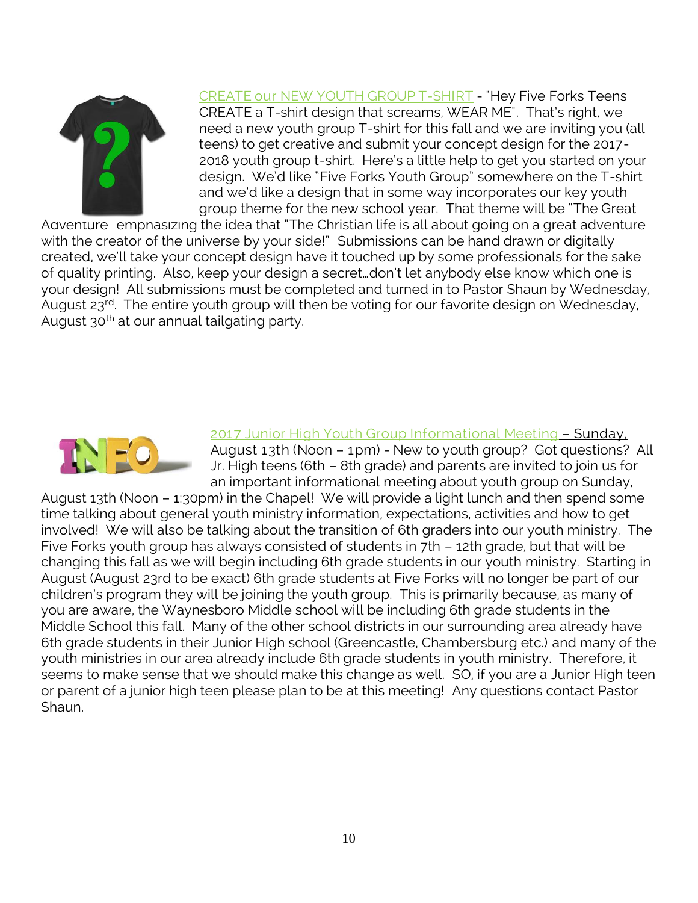CREATE our NEW YOUTH GROUP T-SHIRT - "Hey Five Forks Teens CREATE a T-shirt design that screams, WEAR ME". That's right, we need a new youth group T-shirt for this fall and we are inviting you (all teens) to get creative and submit your concept design for the 2017-2018 youth group t-shirt. Here's a little help to get you started on your design. We'd like "Five Forks Youth Group" somewhere on the T-shirt and we'd like a design that in some way incorporates our key youth group theme for the new school year. That theme will be "The Great Adventure" emphasizing the idea that "The Christian life is all about going on a great adventure with the creator of the universe by your side!" Submissions can be hand drawn or digitally created, we'll take your concept design have it touched up by some professionals for the sake of quality printing. Also, keep your design a secret…don't let anybody else know which one is your design! All submissions must be completed and turned in to Pastor Shaun by Wednesday, August 23rd. The entire youth group will then be voting for our favorite design on Wednesday, August 30th at our annual tailgating party.

2017 Junior High Youth Group Informational Meeting – Sunday, August 13th (Noon – 1pm) - New to youth group? Got questions? All Jr. High teens (6th – 8th grade) and parents are invited to join us for an important informational meeting about youth group on Sunday, August 13th (Noon – 1:30pm) in the Chapel! We will provide a light lunch and then spend some time talking about general youth ministry information, expectations, activities and how to get involved! We will also be talking about the transition of 6th graders into our youth ministry. The Five Forks youth group has always consisted of students in 7th – 12th grade, but that will be changing this fall as we will begin including 6th grade students in our youth ministry. Starting in August (August 23rd to be exact) 6th grade students at Five Forks will no longer be part of our children's program they will be joining the youth group. This is primarily because, as many of you are aware, the Waynesboro Middle school will be including 6th grade students in the Middle School this fall. Many of the other school districts in our surrounding area already have 6th grade students in their Junior High school (Greencastle, Chambersburg etc.) and many of the youth ministries in our area already include 6th grade students in youth ministry. Therefore, it seems to make sense that we should make this change as well. SO, if you are a Junior High teen or parent of a junior high teen please plan to be at this meeting! Any questions contact Pastor Shaun.